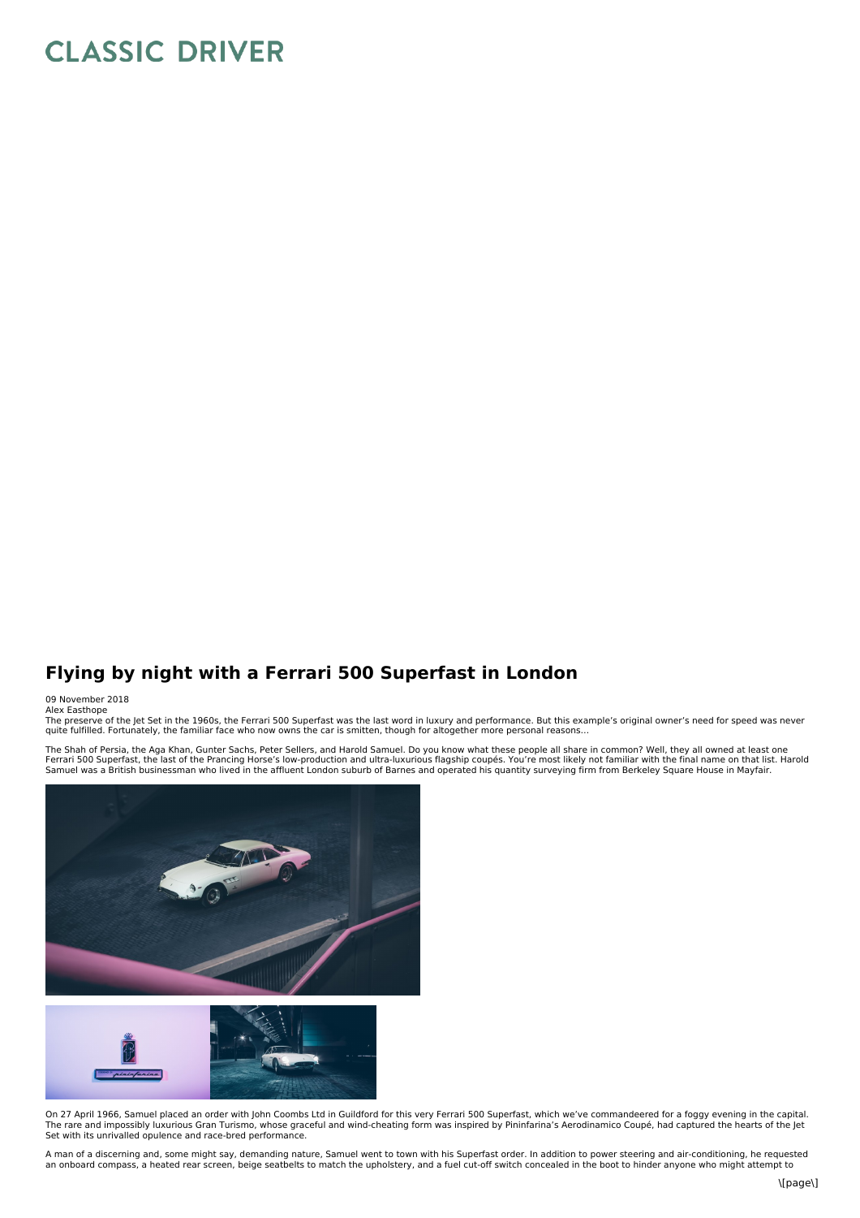# Flying by night with a Ferrari 500 Superfast in London

09 November 2018

Alex Easthope

The preserve of the Jet Set in the 1960s, the Ferrari 500 Superfast was the last word in luxury and performance. But this example's original owner's need for speed was never quite fulfilled. Fortunately, the familiar face who now owns the car is smitten, though for altogether more personal reasons...

The Shah of Persia, the Aga Khan, Gunter Sachs, Peter Sellers, and Harold Samuel. Do you know what these people all share in common? Well, they all owned at least one Ferrari 500 Superfast, the last of the Prancing Horse's low-production and ultra-luxurious flagship coupés. You're most likely not familiar with the final name on that list. Harold Samuel was a British businessman who lived in the affluent London suburb of Barnes and operated his quantity surveying firm from Berkeley Square House in Mayfair.

On 27 April 1966, Samuel placed an order with John Coombs Ltd in Guildford for this very Ferrari 500 Superfast, which we've commandeered for a foggy evening in the capital. The rare and impossibly luxurious Gran Turismo, whose graceful and wind-cheating form was inspired by Pininfarina's Aerodinamico Coupé, had captured the hearts of the Jet Set with its unrivalled opulence and race-bred performance.

A man of a discerning and, some might say, demanding nature, Samuel went to town with his Superfast order. In addition to power steering and air-conditioning, he requested an onboard compass, a heated rear screen, beige seatbelts to match the upholstery, and a fuel cut-off switch concealed in the boot to hinder anyone who might attempt to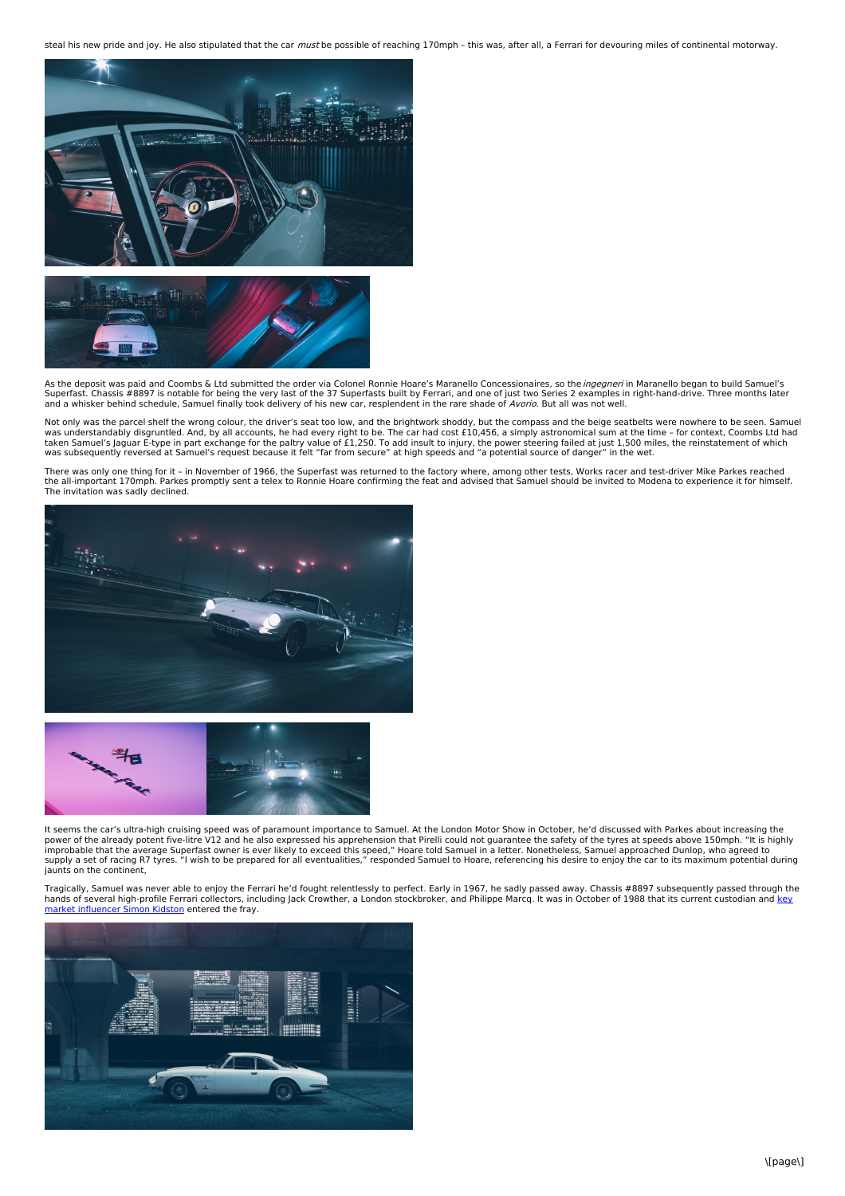steal his new pride and joy. He also stipulated that the car *must* be possible of reaching 170mph – this was, after all, a Ferrari for devouring miles of continental motorway.

As the deposit was paid and Coombs & Ltd submitted the order via Colonel Ronnie Hoare's Maranello Concessionaires, so the *ingegneri* in Maranello began to build Samuel's Superfast. Chassis #8897 is notable for being the very last of the 37 Superfasts built by Ferrari, and one of just two Series 2 examples in right-hand-drive. Three months later and a whisker behind schedule, Samuel finally took delivery of his new car, resplendent in the rare shade of *Avorio*. But all was not well.

Not only was the parcel shelf the wrong colour, the driver's seat too low, and the brightwork shoddy, but the compass and the beige seatbelts were nowhere to be seen. Samuel was understandably disgruntled. And, by all accounts, he had every right to be. The car had cost £10,456, a simply astronomical sum at the time – for context, Coombs Ltd had taken Samuel's Jaguar E-type in part exchange for the paltry value of £1,250. To add insult to injury, the power steering failed at just 1,500 miles, the reinstatement of which was subsequently reversed at Samuel's request because it felt "far from secure" at high speeds and "a potential source of danger" in the wet.

There was only one thing for it – in November of 1966, the Superfast was returned to the factory where, among other tests, Works racer and test-driver Mike Parkes reached the all-important 170mph. Parkes promptly sent a telex to Ronnie Hoare confirming the feat and advised that Samuel should be invited to Modena to experience it for himself. The invitation was sadly declined.

It seems the car's ultra-high cruising speed was of paramount importance to Samuel. At the London Motor Show in October, he'd discussed with Parkes about increasing the power of the already potent five-litre V12 and he also expressed his apprehension that Pirelli could not guarantee the safety of the tyres at speeds above 150mph. "It is highly improbable that the average Superfast owner is ever likely to exceed this speed," Hoare told Samuel in a letter. Nonetheless, Samuel approached Dunlop, who agreed to supply a set of racing R7 tyres. "I wish to be prepared for all eventualities," responded Samuel to Hoare, referencing his desire to enjoy the car to its maximum potential during jaunts on the continent,

Tragically, Samuel was never able to enjoy the Ferrari he'd fought relentlessly to perfect. Early in 1967, he sadly passed away. Chassis #8897 subsequently passed through the hands of several high-profile Ferrari collectors, including Jack Crowther, a London stockbroker, and Philippe Marcq. It was in October of 1988 that its current custodian and [key market influencer Simon Kidston] entered the fray.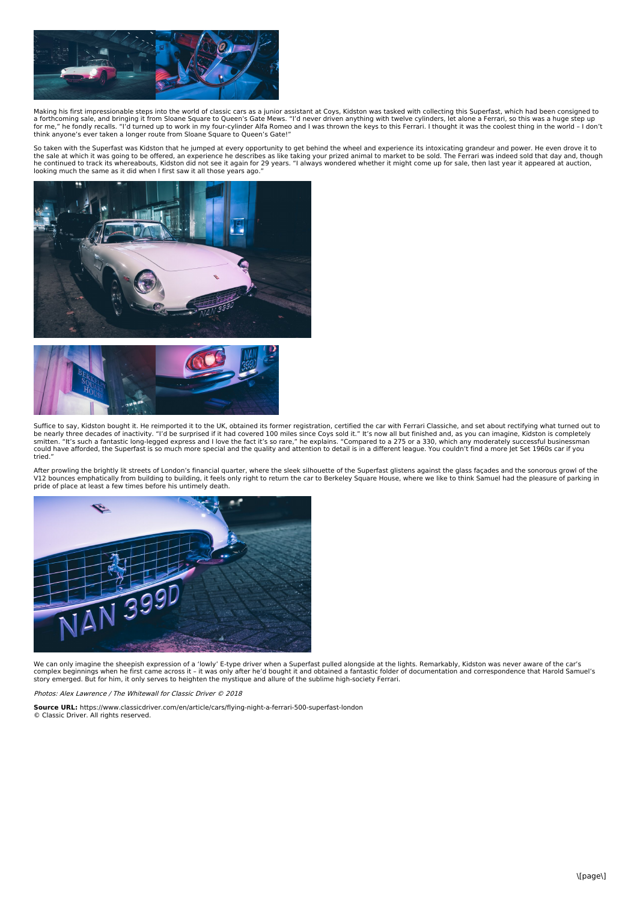Making his first impressionable steps into the world of classic cars as a junior assistant at Coys, Kidston was tasked with collecting this Superfast, which had been consigned to a forthcoming sale, and bringing it from Sloane Square to Queen's Gate Mews. "I'd never driven anything with twelve cylinders, let alone a Ferrari, so this was a huge step up for me," he fondly recalls. "I'd turned up to work in my four-cylinder Alfa Romeo and I was thrown the keys to this Ferrari. I thought it was the coolest thing in the world – I don't think anyone's ever taken a longer route from Sloane Square to Queen's Gate!"

So taken with the Superfast was Kidston that he jumped at every opportunity to get behind the wheel and experience its intoxicating grandeur and power. He even drove it to the sale at which it was going to be offered, an experience he describes as like taking your prized animal to market to be sold. The Ferrari was indeed sold that day and, though he continued to track its whereabouts, Kidston did not see it again for 29 years. "I always wondered whether it might come up for sale, then last year it appeared at auction, looking much the same as it did when I first saw it all those years ago."

Suffice to say, Kidston bought it. He reimported it to the UK, obtained its former registration, certified the car with Ferrari Classiche, and set about rectifying what turned out to be nearly three decades of inactivity. "I'd be surprised if it had covered 100 miles since Coys sold it." It's now all but finished and, as you can imagine, Kidston is completely smitten. "It's such a fantastic long-legged express and I love the fact it's so rare," he explains. "Compared to a 275 or a 330, which any moderately successful businessman could have afforded, the Superfast is so much more special and the quality and attention to detail is in a different league. You couldn't find a more Jet Set 1960s car if you tried."

After prowling the brightly lit streets of London's financial quarter, where the sleek silhouette of the Superfast glistens against the glass façades and the sonorous growl of the V12 bounces emphatically from building to building, it feels only right to return the car to Berkeley Square House, where we like to think Samuel had the pleasure of parking in pride of place at least a few times before his untimely death.

We can only imagine the sheepish expression of a 'lowly' E-type driver when a Superfast pulled alongside at the lights. Remarkably, Kidston was never aware of the car's complex beginnings when he first came across it – it was only after he'd bought it and obtained a fantastic folder of documentation and correspondence that Harold Samuel's story emerged. But for him, it only serves to heighten the mystique and allure of the sublime high-society Ferrari.

*Photos: Alex Lawrence / The Whitewall for Classic Driver © 2018*

**Source URL:** https://www.classicdriver.com/en/article/cars/flying-night-a-ferrari-500-superfast-london
© Classic Driver. All rights reserved.